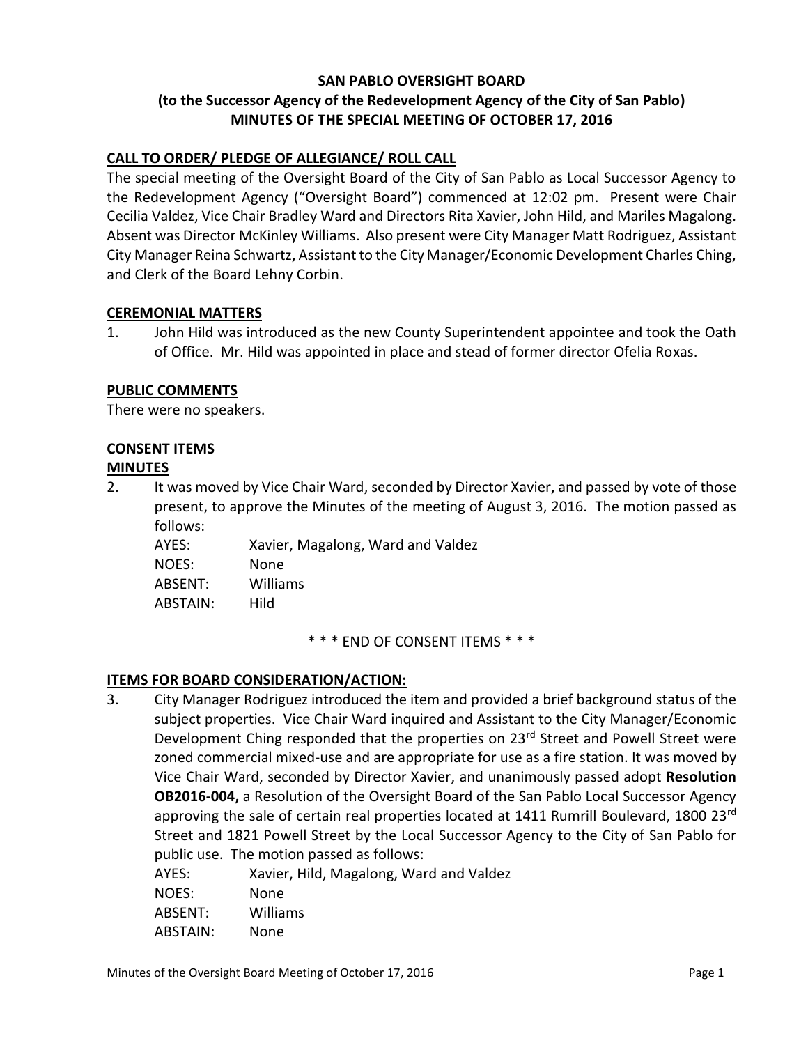# SAN PABLO OVERSIGHT BOARD
## (to the Successor Agency of the Redevelopment Agency of the City of San Pablo)
## MINUTES OF THE SPECIAL MEETING OF OCTOBER 17, 2016

**CALL TO ORDER/ PLEDGE OF ALLEGIANCE/ ROLL CALL**

The special meeting of the Oversight Board of the City of San Pablo as Local Successor Agency to the Redevelopment Agency ("Oversight Board") commenced at 12:02 pm. Present were Chair Cecilia Valdez, Vice Chair Bradley Ward and Directors Rita Xavier, John Hild, and Mariles Magalong. Absent was Director McKinley Williams. Also present were City Manager Matt Rodriguez, Assistant City Manager Reina Schwartz, Assistant to the City Manager/Economic Development Charles Ching, and Clerk of the Board Lehny Corbin.

**CEREMONIAL MATTERS**

1. John Hild was introduced as the new County Superintendent appointee and took the Oath of Office. Mr. Hild was appointed in place and stead of former director Ofelia Roxas.

**PUBLIC COMMENTS**

There were no speakers.

**CONSENT ITEMS**

**MINUTES**

2. It was moved by Vice Chair Ward, seconded by Director Xavier, and passed by vote of those present, to approve the Minutes of the meeting of August 3, 2016. The motion passed as follows:

   AYES: Xavier, Magalong, Ward and Valdez
   NOES: None
   ABSENT: Williams
   ABSTAIN: Hild

\* \* \* END OF CONSENT ITEMS \* \* \*

**ITEMS FOR BOARD CONSIDERATION/ACTION:**

3. City Manager Rodriguez introduced the item and provided a brief background status of the subject properties. Vice Chair Ward inquired and Assistant to the City Manager/Economic Development Ching responded that the properties on 23rd Street and Powell Street were zoned commercial mixed-use and are appropriate for use as a fire station. It was moved by Vice Chair Ward, seconded by Director Xavier, and unanimously passed adopt **Resolution OB2016-004,** a Resolution of the Oversight Board of the San Pablo Local Successor Agency approving the sale of certain real properties located at 1411 Rumrill Boulevard, 1800 23rd Street and 1821 Powell Street by the Local Successor Agency to the City of San Pablo for public use. The motion passed as follows:

   AYES: Xavier, Hild, Magalong, Ward and Valdez
   NOES: None
   ABSENT: Williams
   ABSTAIN: None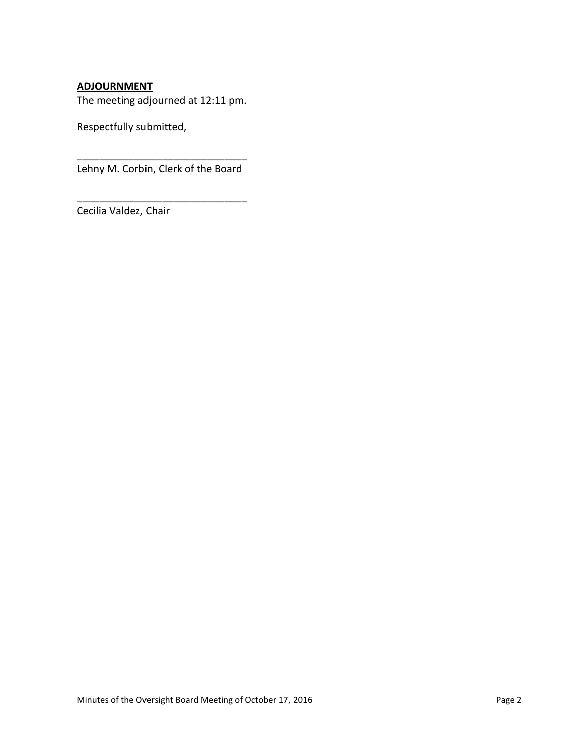**ADJOURNMENT**

The meeting adjourned at 12:11 pm.

Respectfully submitted,

______________________________

Lehny M. Corbin, Clerk of the Board

______________________________

Cecilia Valdez, Chair